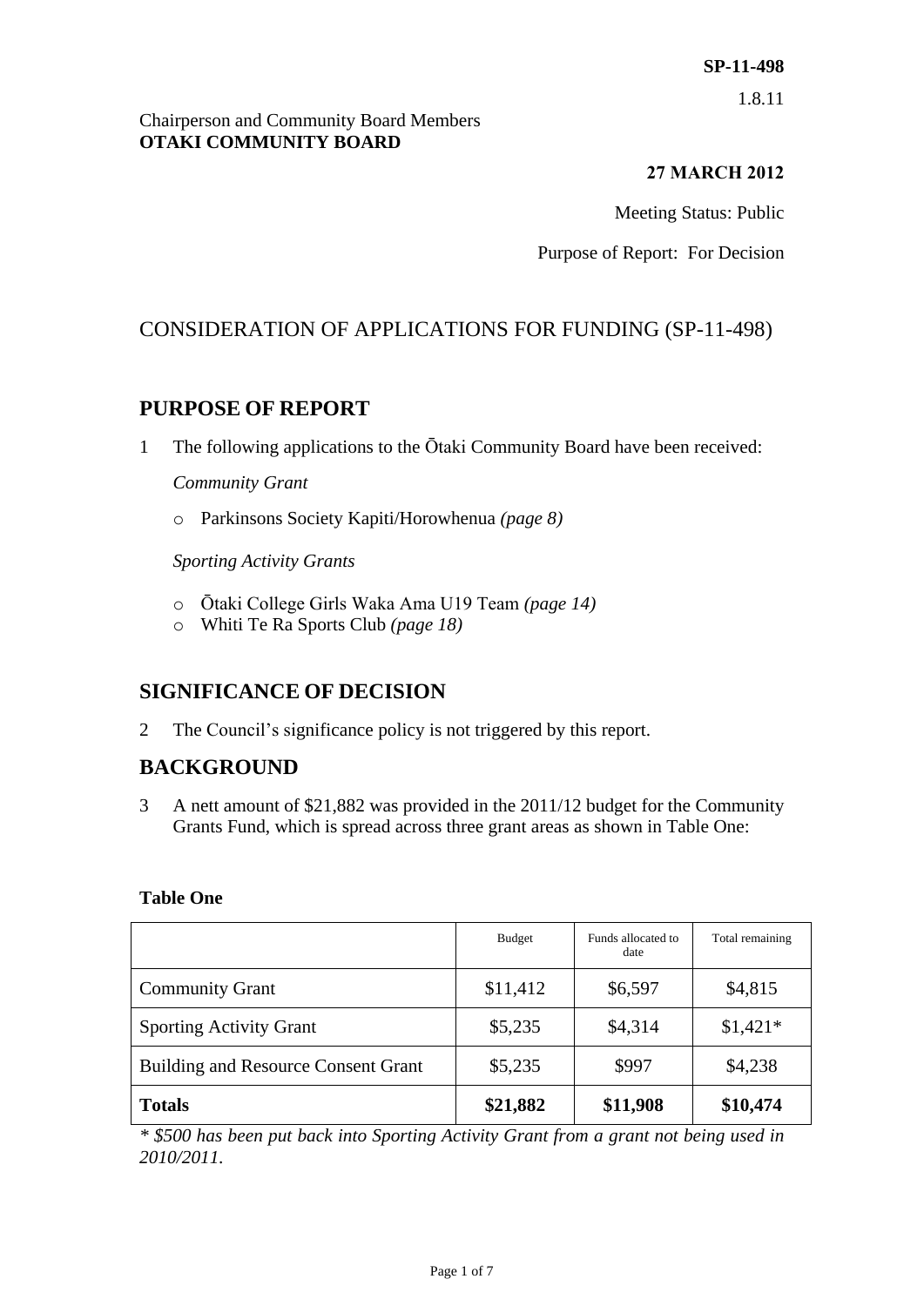**SP-11-498**

1.8.11

Chairperson and Community Board Members
**OTAKI COMMUNITY BOARD**

**27 MARCH 2012**

Meeting Status: Public

Purpose of Report: For Decision

# CONSIDERATION OF APPLICATIONS FOR FUNDING (SP-11-498)

## PURPOSE OF REPORT

1 The following applications to the Ōtaki Community Board have been received:

*Community Grant*

- Parkinsons Society Kapiti/Horowhenua *(page 8)*

*Sporting Activity Grants*

- Ōtaki College Girls Waka Ama U19 Team *(page 14)*
- Whiti Te Ra Sports Club *(page 18)*

## SIGNIFICANCE OF DECISION

2 The Council's significance policy is not triggered by this report.

## BACKGROUND

3 A nett amount of $21,882 was provided in the 2011/12 budget for the Community Grants Fund, which is spread across three grant areas as shown in Table One:

**Table One**

| | Budget | Funds allocated to date | Total remaining |
|---|---|---|---|
| Community Grant | $11,412 | $6,597 | $4,815 |
| Sporting Activity Grant | $5,235 | $4,314 | $1,421* |
| Building and Resource Consent Grant | $5,235 | $997 | $4,238 |
| **Totals** | **$21,882** | **$11,908** | **$10,474** |

*\* $500 has been put back into Sporting Activity Grant from a grant not being used in 2010/2011.*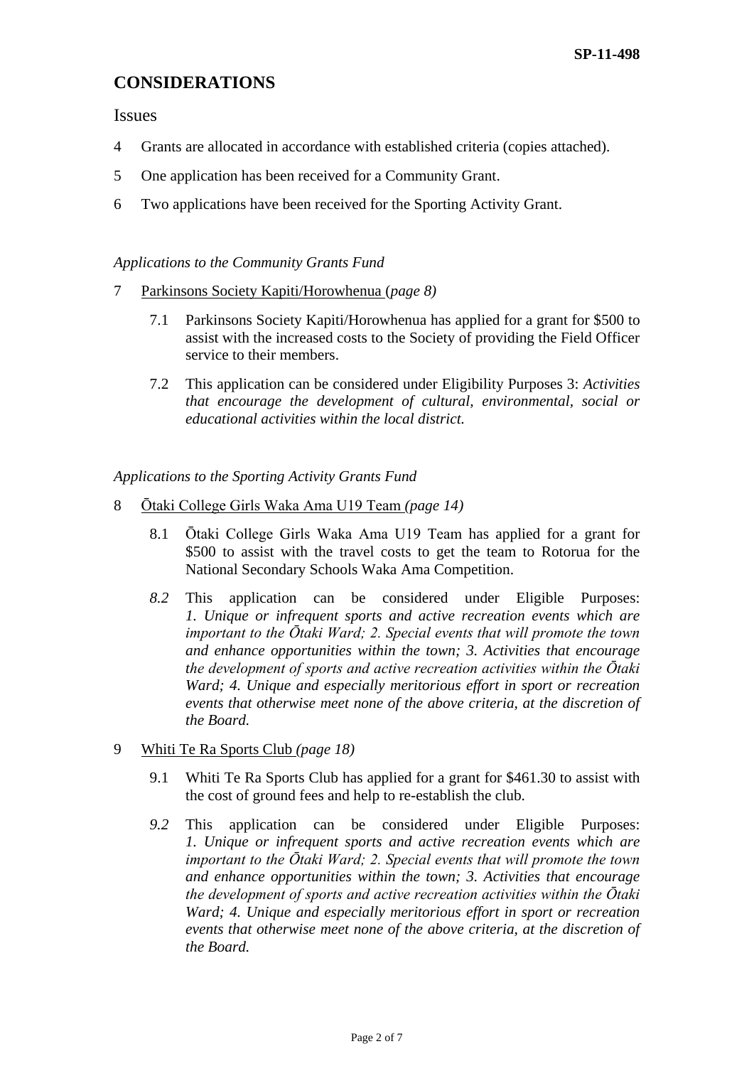## CONSIDERATIONS

### Issues

4 Grants are allocated in accordance with established criteria (copies attached).

5 One application has been received for a Community Grant.

6 Two applications have been received for the Sporting Activity Grant.

*Applications to the Community Grants Fund*

7 Parkinsons Society Kapiti/Horowhenua (*page 8)*

7.1 Parkinsons Society Kapiti/Horowhenua has applied for a grant for $500 to assist with the increased costs to the Society of providing the Field Officer service to their members.

7.2 This application can be considered under Eligibility Purposes 3: *Activities that encourage the development of cultural, environmental, social or educational activities within the local district.*

*Applications to the Sporting Activity Grants Fund*

8 Ōtaki College Girls Waka Ama U19 Team *(page 14)*

8.1 Ōtaki College Girls Waka Ama U19 Team has applied for a grant for $500 to assist with the travel costs to get the team to Rotorua for the National Secondary Schools Waka Ama Competition.

*8.2* This application can be considered under Eligible Purposes: *1. Unique or infrequent sports and active recreation events which are important to the Ōtaki Ward; 2. Special events that will promote the town and enhance opportunities within the town; 3. Activities that encourage the development of sports and active recreation activities within the Ōtaki Ward; 4. Unique and especially meritorious effort in sport or recreation events that otherwise meet none of the above criteria, at the discretion of the Board.*

9 Whiti Te Ra Sports Club *(page 18)*

9.1 Whiti Te Ra Sports Club has applied for a grant for $461.30 to assist with the cost of ground fees and help to re-establish the club.

*9.2* This application can be considered under Eligible Purposes: *1. Unique or infrequent sports and active recreation events which are important to the Ōtaki Ward; 2. Special events that will promote the town and enhance opportunities within the town; 3. Activities that encourage the development of sports and active recreation activities within the Ōtaki Ward; 4. Unique and especially meritorious effort in sport or recreation events that otherwise meet none of the above criteria, at the discretion of the Board.*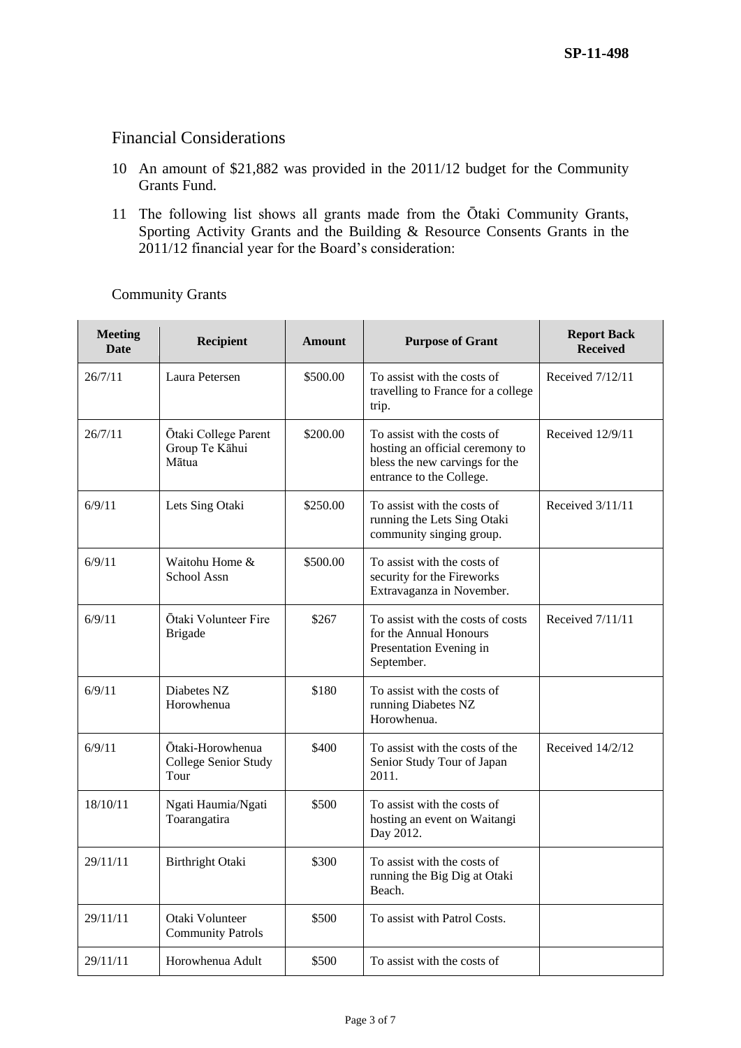## Financial Considerations

10 An amount of $21,882 was provided in the 2011/12 budget for the Community Grants Fund.

11 The following list shows all grants made from the Ōtaki Community Grants, Sporting Activity Grants and the Building & Resource Consents Grants in the 2011/12 financial year for the Board's consideration:

Community Grants

| Meeting Date | Recipient | Amount | Purpose of Grant | Report Back Received |
|---|---|---|---|---|
| 26/7/11 | Laura Petersen | $500.00 | To assist with the costs of travelling to France for a college trip. | Received 7/12/11 |
| 26/7/11 | Ōtaki College Parent Group Te Kāhui Mātua | $200.00 | To assist with the costs of hosting an official ceremony to bless the new carvings for the entrance to the College. | Received 12/9/11 |
| 6/9/11 | Lets Sing Otaki | $250.00 | To assist with the costs of running the Lets Sing Otaki community singing group. | Received 3/11/11 |
| 6/9/11 | Waitohu Home & School Assn | $500.00 | To assist with the costs of security for the Fireworks Extravaganza in November. | |
| 6/9/11 | Ōtaki Volunteer Fire Brigade | $267 | To assist with the costs of costs for the Annual Honours Presentation Evening in September. | Received 7/11/11 |
| 6/9/11 | Diabetes NZ Horowhenua | $180 | To assist with the costs of running Diabetes NZ Horowhenua. | |
| 6/9/11 | Ōtaki-Horowhenua College Senior Study Tour | $400 | To assist with the costs of the Senior Study Tour of Japan 2011. | Received 14/2/12 |
| 18/10/11 | Ngati Haumia/Ngati Toarangatira | $500 | To assist with the costs of hosting an event on Waitangi Day 2012. | |
| 29/11/11 | Birthright Otaki | $300 | To assist with the costs of running the Big Dig at Otaki Beach. | |
| 29/11/11 | Otaki Volunteer Community Patrols | $500 | To assist with Patrol Costs. | |
| 29/11/11 | Horowhenua Adult | $500 | To assist with the costs of | |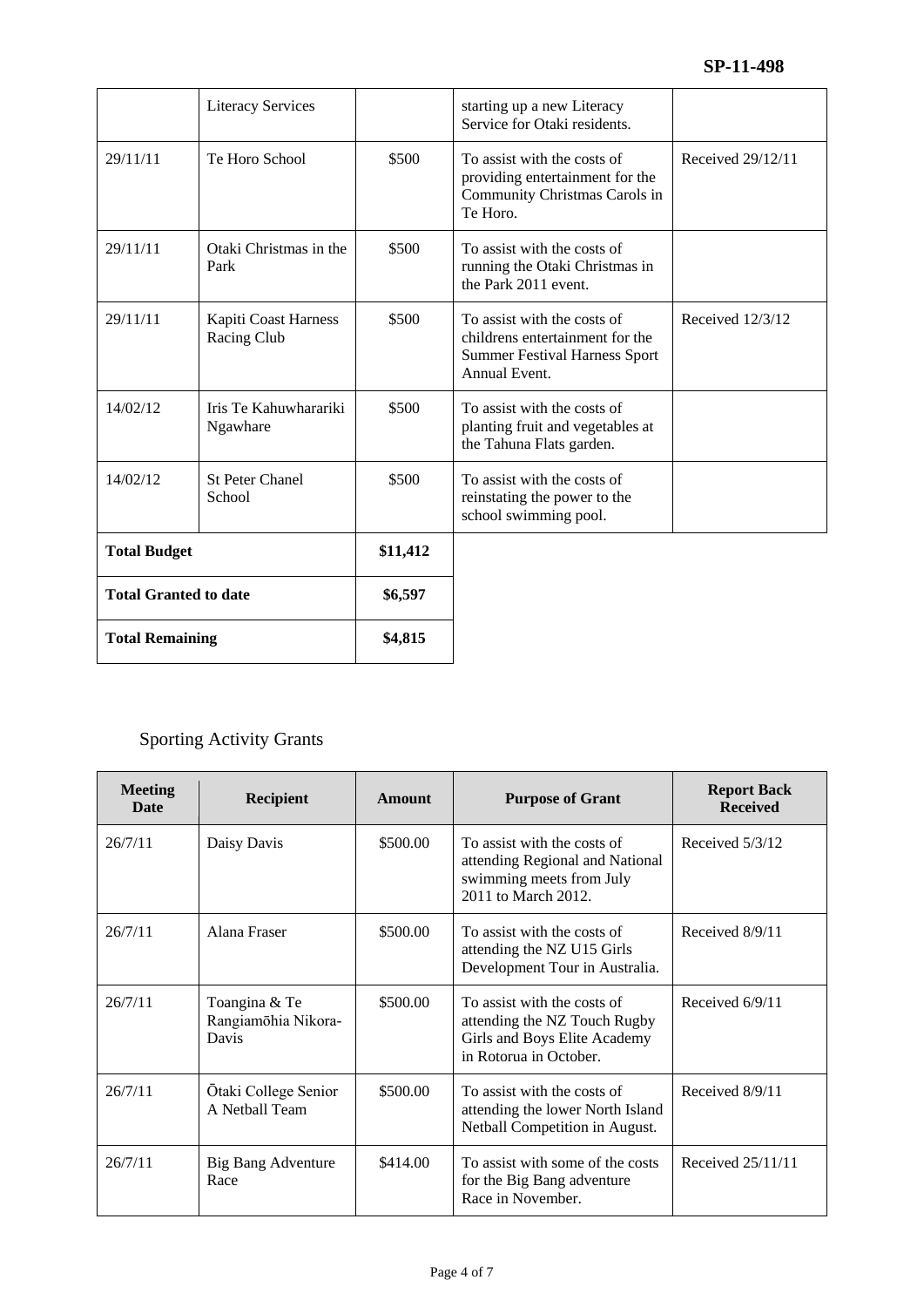| | Literacy Services | | starting up a new Literacy Service for Otaki residents. | |
|---|---|---|---|---|
| 29/11/11 | Te Horo School | \$500 | To assist with the costs of providing entertainment for the Community Christmas Carols in Te Horo. | Received 29/12/11 |
| 29/11/11 | Otaki Christmas in the Park | \$500 | To assist with the costs of running the Otaki Christmas in the Park 2011 event. | |
| 29/11/11 | Kapiti Coast Harness Racing Club | \$500 | To assist with the costs of childrens entertainment for the Summer Festival Harness Sport Annual Event. | Received 12/3/12 |
| 14/02/12 | Iris Te Kahuwharariki Ngawhare | \$500 | To assist with the costs of planting fruit and vegetables at the Tahuna Flats garden. | |
| 14/02/12 | St Peter Chanel School | \$500 | To assist with the costs of reinstating the power to the school swimming pool. | |
| **Total Budget** | | **\$11,412** | | |
| **Total Granted to date** | | **\$6,597** | | |
| **Total Remaining** | | **\$4,815** | | |

## Sporting Activity Grants

| Meeting Date | Recipient | Amount | Purpose of Grant | Report Back Received |
|---|---|---|---|---|
| 26/7/11 | Daisy Davis | \$500.00 | To assist with the costs of attending Regional and National swimming meets from July 2011 to March 2012. | Received 5/3/12 |
| 26/7/11 | Alana Fraser | \$500.00 | To assist with the costs of attending the NZ U15 Girls Development Tour in Australia. | Received 8/9/11 |
| 26/7/11 | Toangina & Te Rangiamōhia Nikora-Davis | \$500.00 | To assist with the costs of attending the NZ Touch Rugby Girls and Boys Elite Academy in Rotorua in October. | Received 6/9/11 |
| 26/7/11 | Ōtaki College Senior A Netball Team | \$500.00 | To assist with the costs of attending the lower North Island Netball Competition in August. | Received 8/9/11 |
| 26/7/11 | Big Bang Adventure Race | \$414.00 | To assist with some of the costs for the Big Bang adventure Race in November. | Received 25/11/11 |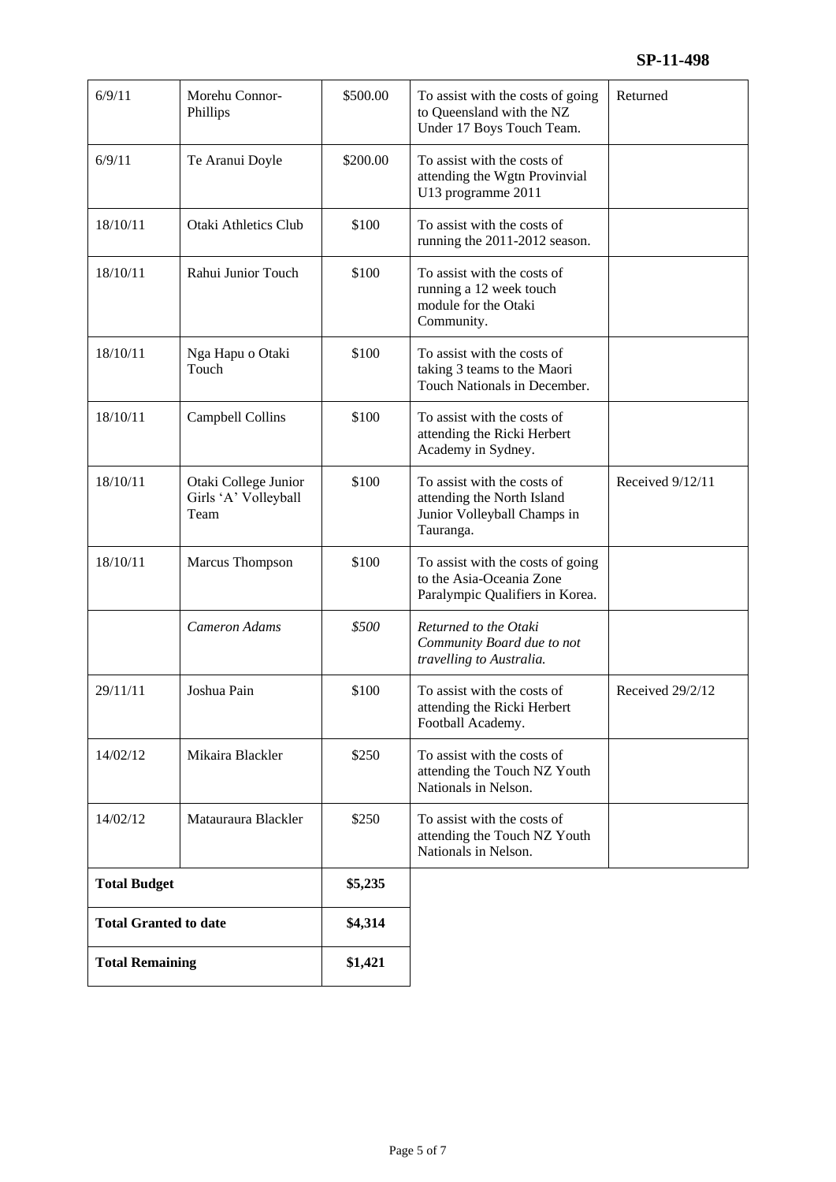**SP-11-498**

| | | | | |
|---|---|---|---|---|
| 6/9/11 | Morehu Connor-Phillips | \$500.00 | To assist with the costs of going to Queensland with the NZ Under 17 Boys Touch Team. | Returned |
| 6/9/11 | Te Aranui Doyle | \$200.00 | To assist with the costs of attending the Wgtn Provinvial U13 programme 2011 | |
| 18/10/11 | Otaki Athletics Club | \$100 | To assist with the costs of running the 2011-2012 season. | |
| 18/10/11 | Rahui Junior Touch | \$100 | To assist with the costs of running a 12 week touch module for the Otaki Community. | |
| 18/10/11 | Nga Hapu o Otaki Touch | \$100 | To assist with the costs of taking 3 teams to the Maori Touch Nationals in December. | |
| 18/10/11 | Campbell Collins | \$100 | To assist with the costs of attending the Ricki Herbert Academy in Sydney. | |
| 18/10/11 | Otaki College Junior Girls 'A' Volleyball Team | \$100 | To assist with the costs of attending the North Island Junior Volleyball Champs in Tauranga. | Received 9/12/11 |
| 18/10/11 | Marcus Thompson | \$100 | To assist with the costs of going to the Asia-Oceania Zone Paralympic Qualifiers in Korea. | |
| | *Cameron Adams* | *\$500* | *Returned to the Otaki Community Board due to not travelling to Australia.* | |
| 29/11/11 | Joshua Pain | \$100 | To assist with the costs of attending the Ricki Herbert Football Academy. | Received 29/2/12 |
| 14/02/12 | Mikaira Blackler | \$250 | To assist with the costs of attending the Touch NZ Youth Nationals in Nelson. | |
| 14/02/12 | Matauraura Blackler | \$250 | To assist with the costs of attending the Touch NZ Youth Nationals in Nelson. | |
| **Total Budget** | | **\$5,235** | | |
| **Total Granted to date** | | **\$4,314** | | |
| **Total Remaining** | | **\$1,421** | | |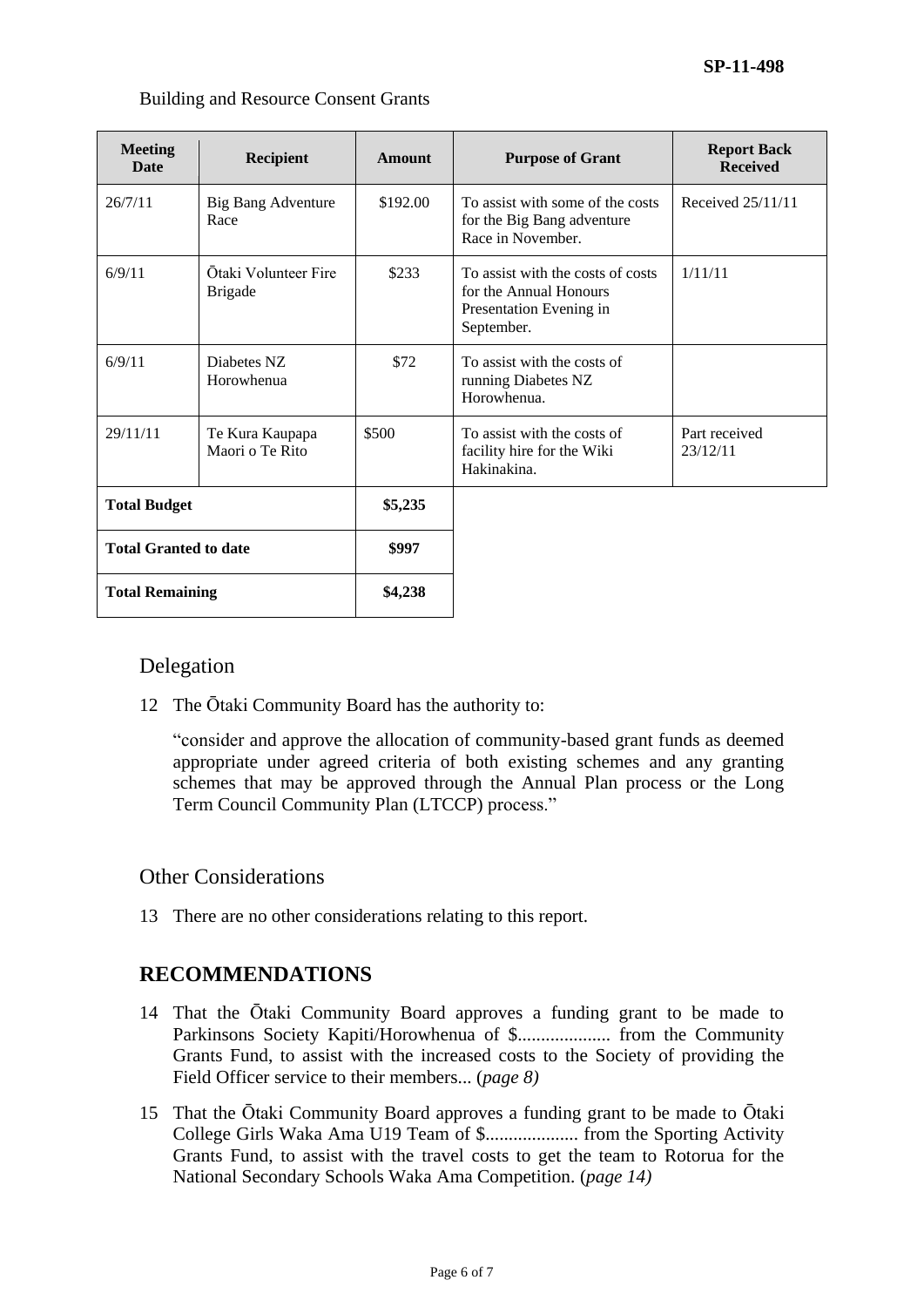Building and Resource Consent Grants

| Meeting Date | Recipient | Amount | Purpose of Grant | Report Back Received |
|---|---|---|---|---|
| 26/7/11 | Big Bang Adventure Race | \$192.00 | To assist with some of the costs for the Big Bang adventure Race in November. | Received 25/11/11 |
| 6/9/11 | Ōtaki Volunteer Fire Brigade | \$233 | To assist with the costs of costs for the Annual Honours Presentation Evening in September. | 1/11/11 |
| 6/9/11 | Diabetes NZ Horowhenua | \$72 | To assist with the costs of running Diabetes NZ Horowhenua. | |
| 29/11/11 | Te Kura Kaupapa Maori o Te Rito | \$500 | To assist with the costs of facility hire for the Wiki Hakinakina. | Part received 23/12/11 |
| **Total Budget** | | **\$5,235** | | |
| **Total Granted to date** | | **\$997** | | |
| **Total Remaining** | | **\$4,238** | | |

## Delegation

12 The Ōtaki Community Board has the authority to:

"consider and approve the allocation of community-based grant funds as deemed appropriate under agreed criteria of both existing schemes and any granting schemes that may be approved through the Annual Plan process or the Long Term Council Community Plan (LTCCP) process."

## Other Considerations

13 There are no other considerations relating to this report.

## RECOMMENDATIONS

14 That the Ōtaki Community Board approves a funding grant to be made to Parkinsons Society Kapiti/Horowhenua of \$.................... from the Community Grants Fund, to assist with the increased costs to the Society of providing the Field Officer service to their members... (*page 8)*

15 That the Ōtaki Community Board approves a funding grant to be made to Ōtaki College Girls Waka Ama U19 Team of \$.................... from the Sporting Activity Grants Fund, to assist with the travel costs to get the team to Rotorua for the National Secondary Schools Waka Ama Competition. (*page 14)*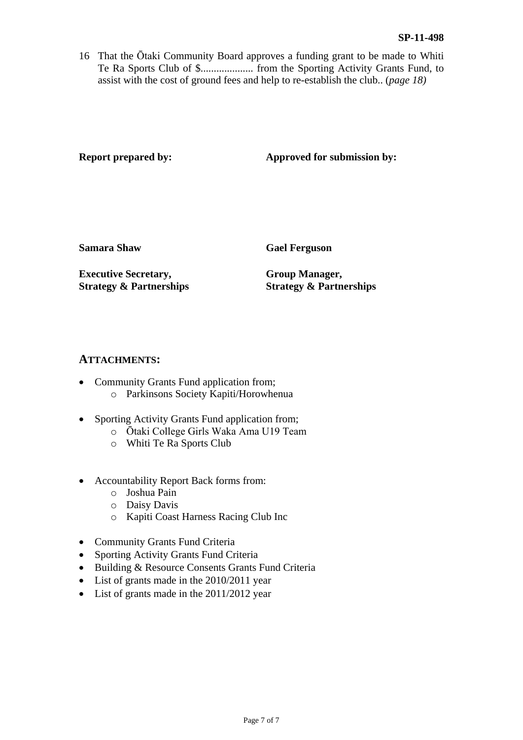16 That the Ōtaki Community Board approves a funding grant to be made to Whiti Te Ra Sports Club of $.................... from the Sporting Activity Grants Fund, to assist with the cost of ground fees and help to re-establish the club.. (*page 18)*

| | |
|---|---|
| **Report prepared by:** | **Approved for submission by:** |
| **Samara Shaw** | **Gael Ferguson** |
| **Executive Secretary, Strategy & Partnerships** | **Group Manager, Strategy & Partnerships** |

## ATTACHMENTS:

- Community Grants Fund application from;
  - Parkinsons Society Kapiti/Horowhenua
- Sporting Activity Grants Fund application from;
  - Ōtaki College Girls Waka Ama U19 Team
  - Whiti Te Ra Sports Club
- Accountability Report Back forms from:
  - Joshua Pain
  - Daisy Davis
  - Kapiti Coast Harness Racing Club Inc
- Community Grants Fund Criteria
- Sporting Activity Grants Fund Criteria
- Building & Resource Consents Grants Fund Criteria
- List of grants made in the 2010/2011 year
- List of grants made in the 2011/2012 year